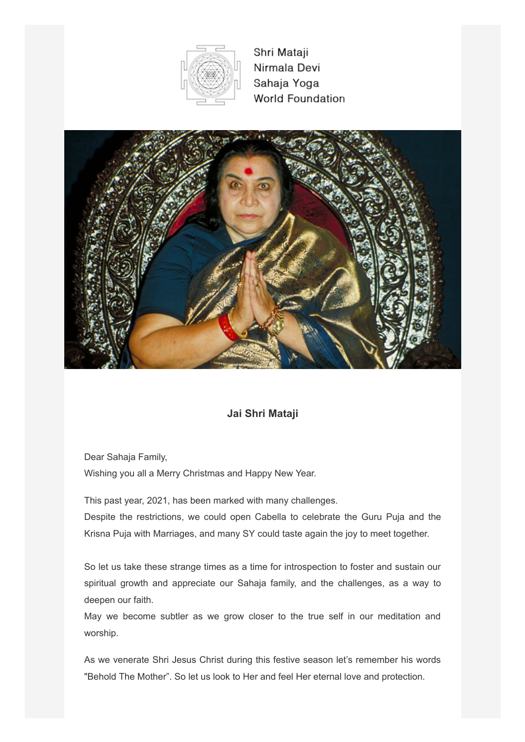Shri Mataji
Nirmala Devi
Sahaja Yoga
World Foundation

**Jai Shri Mataji**

Dear Sahaja Family,
Wishing you all a Merry Christmas and Happy New Year.

This past year, 2021, has been marked with many challenges.
Despite the restrictions, we could open Cabella to celebrate the Guru Puja and the Krisna Puja with Marriages, and many SY could taste again the joy to meet together.

So let us take these strange times as a time for introspection to foster and sustain our spiritual growth and appreciate our Sahaja family, and the challenges, as a way to deepen our faith.
May we become subtler as we grow closer to the true self in our meditation and worship.

As we venerate Shri Jesus Christ during this festive season let's remember his words "Behold The Mother". So let us look to Her and feel Her eternal love and protection.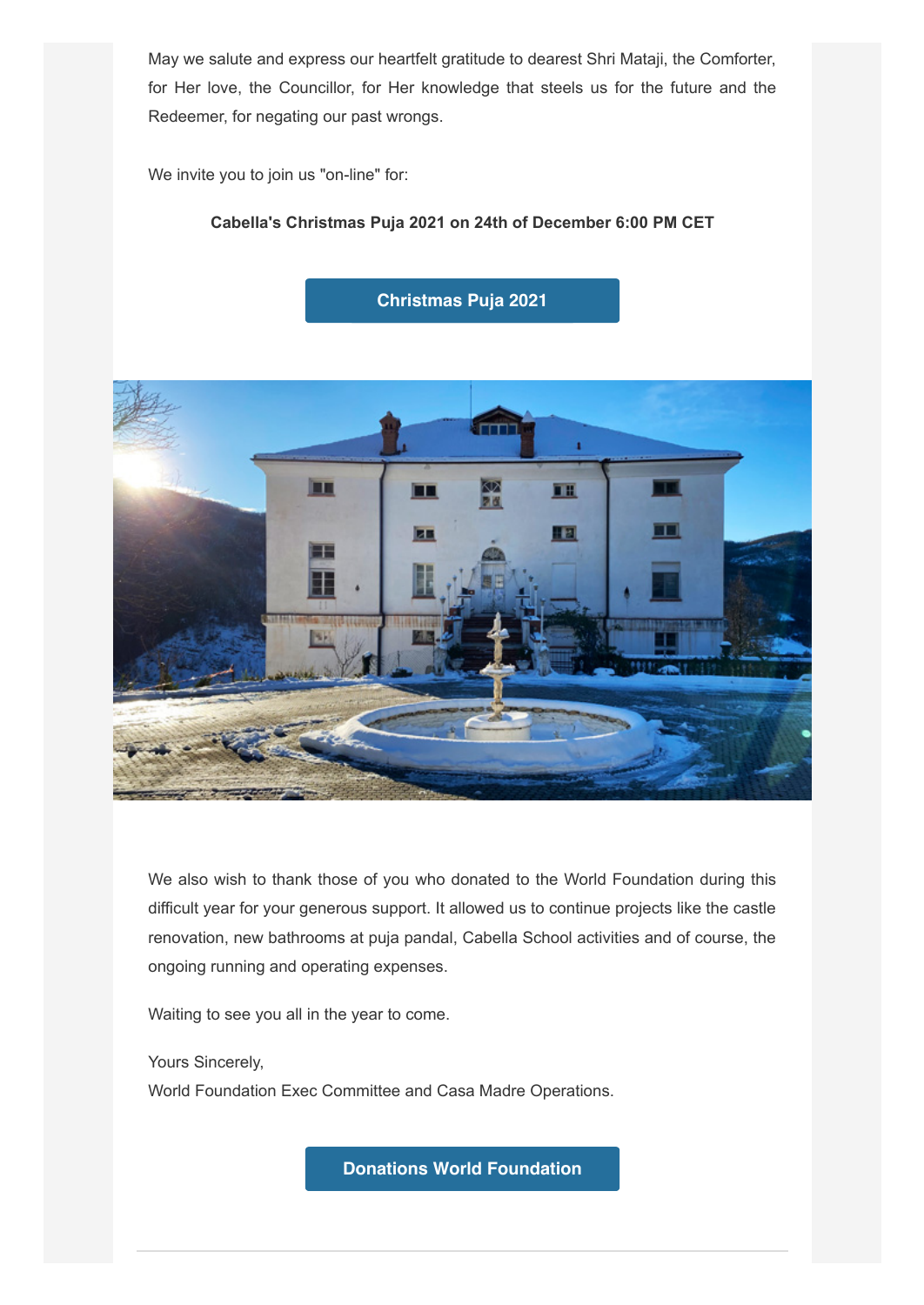May we salute and express our heartfelt gratitude to dearest Shri Mataji, the Comforter, for Her love, the Councillor, for Her knowledge that steels us for the future and the Redeemer, for negating our past wrongs.

We invite you to join us "on-line" for:

**Cabella's Christmas Puja 2021 on 24th of December 6:00 PM CET**

**Christmas Puja 2021**

We also wish to thank those of you who donated to the World Foundation during this difficult year for your generous support. It allowed us to continue projects like the castle renovation, new bathrooms at puja pandal, Cabella School activities and of course, the ongoing running and operating expenses.

Waiting to see you all in the year to come.

Yours Sincerely,
World Foundation Exec Committee and Casa Madre Operations.

**Donations World Foundation**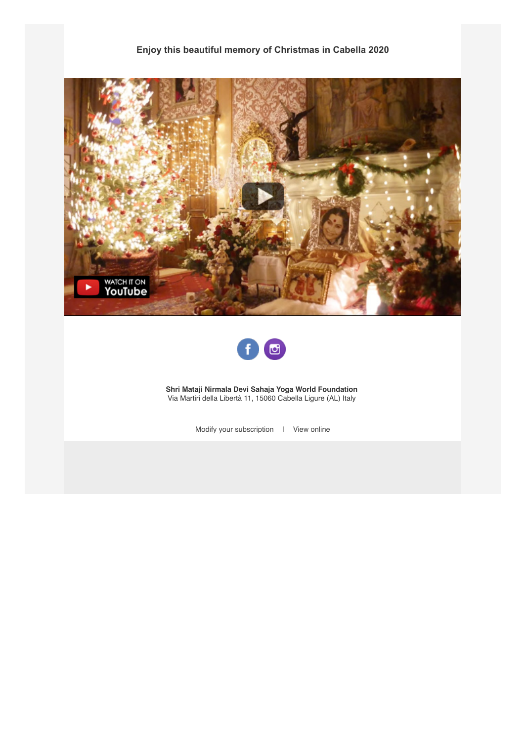**Enjoy this beautiful memory of Christmas in Cabella 2020**

**Shri Mataji Nirmala Devi Sahaja Yoga World Foundation**
Via Martiri della Libertà 11, 15060 Cabella Ligure (AL) Italy

Modify your subscription | View online